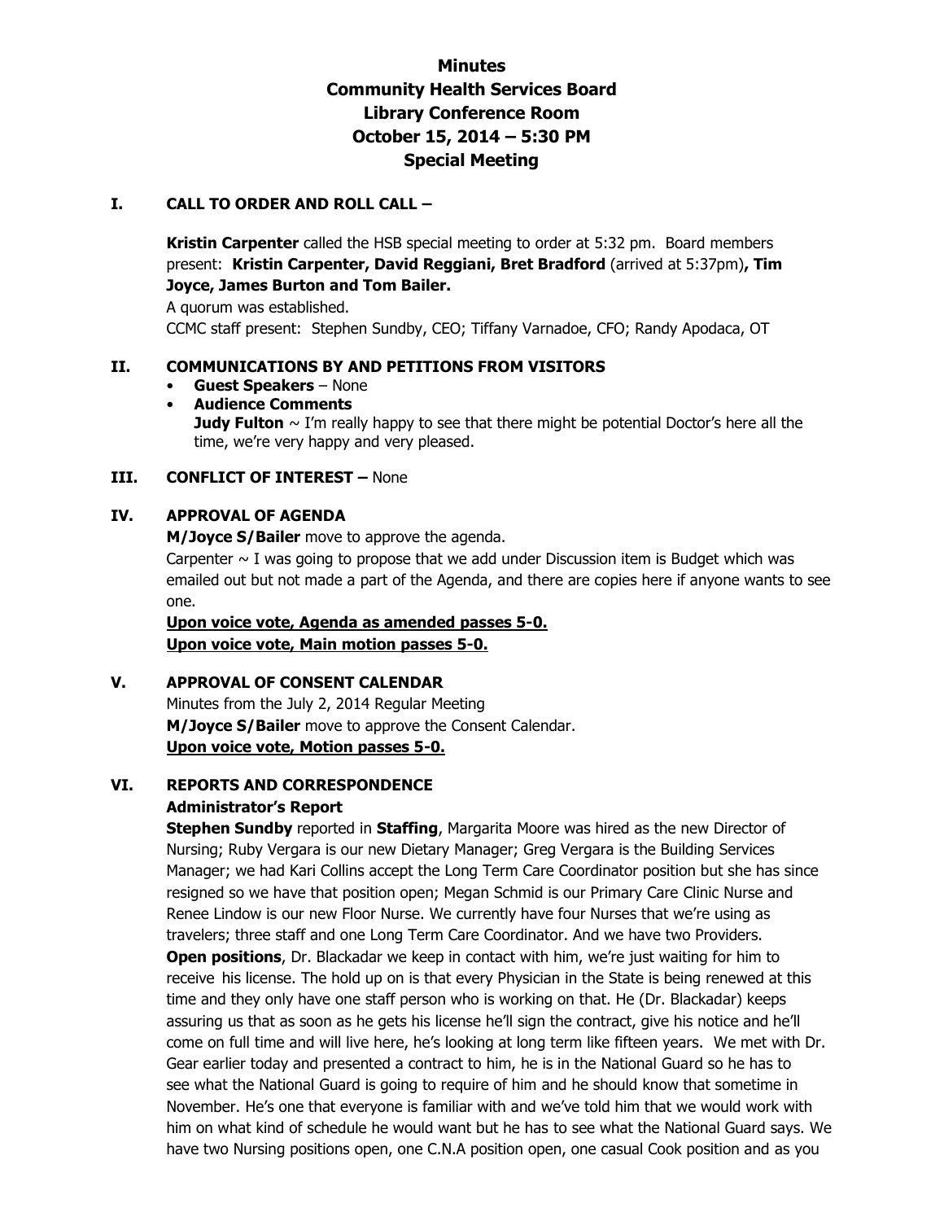# Minutes
# Community Health Services Board
# Library Conference Room
# October 15, 2014 – 5:30 PM
# Special Meeting

## I. CALL TO ORDER AND ROLL CALL –

**Kristin Carpenter** called the HSB special meeting to order at 5:32 pm. Board members present: **Kristin Carpenter, David Reggiani, Bret Bradford** (arrived at 5:37pm)**, Tim Joyce, James Burton and Tom Bailer.**

A quorum was established.

CCMC staff present: Stephen Sundby, CEO; Tiffany Varnadoe, CFO; Randy Apodaca, OT

## II. COMMUNICATIONS BY AND PETITIONS FROM VISITORS

- **Guest Speakers** – None
- **Audience Comments**
  **Judy Fulton** ~ I'm really happy to see that there might be potential Doctor's here all the time, we're very happy and very pleased.

## III. CONFLICT OF INTEREST – None

## IV. APPROVAL OF AGENDA

**M/Joyce S/Bailer** move to approve the agenda.

Carpenter ~ I was going to propose that we add under Discussion item is Budget which was emailed out but not made a part of the Agenda, and there are copies here if anyone wants to see one.

**Upon voice vote, Agenda as amended passes 5-0.**
**Upon voice vote, Main motion passes 5-0.**

## V. APPROVAL OF CONSENT CALENDAR

Minutes from the July 2, 2014 Regular Meeting

**M/Joyce S/Bailer** move to approve the Consent Calendar.

**Upon voice vote, Motion passes 5-0.**

## VI. REPORTS AND CORRESPONDENCE

### Administrator's Report

**Stephen Sundby** reported in **Staffing**, Margarita Moore was hired as the new Director of Nursing; Ruby Vergara is our new Dietary Manager; Greg Vergara is the Building Services Manager; we had Kari Collins accept the Long Term Care Coordinator position but she has since resigned so we have that position open; Megan Schmid is our Primary Care Clinic Nurse and Renee Lindow is our new Floor Nurse. We currently have four Nurses that we're using as travelers; three staff and one Long Term Care Coordinator. And we have two Providers.

**Open positions**, Dr. Blackadar we keep in contact with him, we're just waiting for him to receive his license. The hold up on is that every Physician in the State is being renewed at this time and they only have one staff person who is working on that. He (Dr. Blackadar) keeps assuring us that as soon as he gets his license he'll sign the contract, give his notice and he'll come on full time and will live here, he's looking at long term like fifteen years. We met with Dr. Gear earlier today and presented a contract to him, he is in the National Guard so he has to see what the National Guard is going to require of him and he should know that sometime in November. He's one that everyone is familiar with and we've told him that we would work with him on what kind of schedule he would want but he has to see what the National Guard says. We have two Nursing positions open, one C.N.A position open, one casual Cook position and as you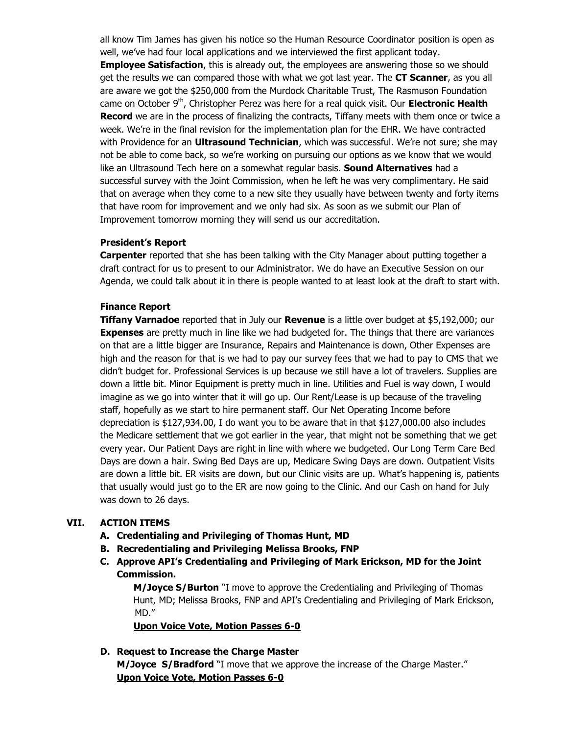all know Tim James has given his notice so the Human Resource Coordinator position is open as well, we've had four local applications and we interviewed the first applicant today. **Employee Satisfaction**, this is already out, the employees are answering those so we should get the results we can compared those with what we got last year. The **CT Scanner**, as you all are aware we got the $250,000 from the Murdock Charitable Trust, The Rasmuson Foundation came on October 9th, Christopher Perez was here for a real quick visit. Our **Electronic Health Record** we are in the process of finalizing the contracts, Tiffany meets with them once or twice a week. We're in the final revision for the implementation plan for the EHR. We have contracted with Providence for an **Ultrasound Technician**, which was successful. We're not sure; she may not be able to come back, so we're working on pursuing our options as we know that we would like an Ultrasound Tech here on a somewhat regular basis. **Sound Alternatives** had a successful survey with the Joint Commission, when he left he was very complimentary. He said that on average when they come to a new site they usually have between twenty and forty items that have room for improvement and we only had six. As soon as we submit our Plan of Improvement tomorrow morning they will send us our accreditation.

**President's Report**

**Carpenter** reported that she has been talking with the City Manager about putting together a draft contract for us to present to our Administrator. We do have an Executive Session on our Agenda, we could talk about it in there is people wanted to at least look at the draft to start with.

**Finance Report**

**Tiffany Varnadoe** reported that in July our **Revenue** is a little over budget at $5,192,000; our **Expenses** are pretty much in line like we had budgeted for. The things that there are variances on that are a little bigger are Insurance, Repairs and Maintenance is down, Other Expenses are high and the reason for that is we had to pay our survey fees that we had to pay to CMS that we didn't budget for. Professional Services is up because we still have a lot of travelers. Supplies are down a little bit. Minor Equipment is pretty much in line. Utilities and Fuel is way down, I would imagine as we go into winter that it will go up. Our Rent/Lease is up because of the traveling staff, hopefully as we start to hire permanent staff. Our Net Operating Income before depreciation is $127,934.00, I do want you to be aware that in that $127,000.00 also includes the Medicare settlement that we got earlier in the year, that might not be something that we get every year. Our Patient Days are right in line with where we budgeted. Our Long Term Care Bed Days are down a hair. Swing Bed Days are up, Medicare Swing Days are down. Outpatient Visits are down a little bit. ER visits are down, but our Clinic visits are up. What's happening is, patients that usually would just go to the ER are now going to the Clinic. And our Cash on hand for July was down to 26 days.

## VII. ACTION ITEMS

**A. Credentialing and Privileging of Thomas Hunt, MD**

**B. Recredentialing and Privileging Melissa Brooks, FNP**

**C. Approve API's Credentialing and Privileging of Mark Erickson, MD for the Joint Commission.**

**M/Joyce S/Burton** "I move to approve the Credentialing and Privileging of Thomas Hunt, MD; Melissa Brooks, FNP and API's Credentialing and Privileging of Mark Erickson, MD."

**Upon Voice Vote, Motion Passes 6-0**

**D. Request to Increase the Charge Master**

**M/Joyce S/Bradford** "I move that we approve the increase of the Charge Master."

**Upon Voice Vote, Motion Passes 6-0**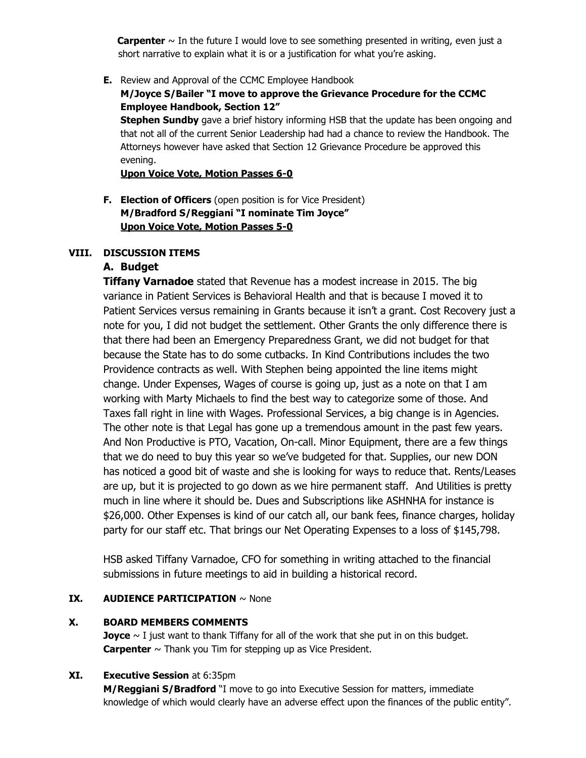**Carpenter** ~ In the future I would love to see something presented in writing, even just a short narrative to explain what it is or a justification for what you're asking.

**E.** Review and Approval of the CCMC Employee Handbook

**M/Joyce S/Bailer "I move to approve the Grievance Procedure for the CCMC Employee Handbook, Section 12"**

**Stephen Sundby** gave a brief history informing HSB that the update has been ongoing and that not all of the current Senior Leadership had had a chance to review the Handbook. The Attorneys however have asked that Section 12 Grievance Procedure be approved this evening.

**Upon Voice Vote, Motion Passes 6-0**

**F. Election of Officers** (open position is for Vice President)

**M/Bradford S/Reggiani "I nominate Tim Joyce"**

**Upon Voice Vote, Motion Passes 5-0**

## VIII. DISCUSSION ITEMS

### A. Budget

**Tiffany Varnadoe** stated that Revenue has a modest increase in 2015. The big variance in Patient Services is Behavioral Health and that is because I moved it to Patient Services versus remaining in Grants because it isn't a grant. Cost Recovery just a note for you, I did not budget the settlement. Other Grants the only difference there is that there had been an Emergency Preparedness Grant, we did not budget for that because the State has to do some cutbacks. In Kind Contributions includes the two Providence contracts as well. With Stephen being appointed the line items might change. Under Expenses, Wages of course is going up, just as a note on that I am working with Marty Michaels to find the best way to categorize some of those. And Taxes fall right in line with Wages. Professional Services, a big change is in Agencies. The other note is that Legal has gone up a tremendous amount in the past few years. And Non Productive is PTO, Vacation, On-call. Minor Equipment, there are a few things that we do need to buy this year so we've budgeted for that. Supplies, our new DON has noticed a good bit of waste and she is looking for ways to reduce that. Rents/Leases are up, but it is projected to go down as we hire permanent staff. And Utilities is pretty much in line where it should be. Dues and Subscriptions like ASHNHA for instance is $26,000. Other Expenses is kind of our catch all, our bank fees, finance charges, holiday party for our staff etc. That brings our Net Operating Expenses to a loss of $145,798.

HSB asked Tiffany Varnadoe, CFO for something in writing attached to the financial submissions in future meetings to aid in building a historical record.

## IX. AUDIENCE PARTICIPATION ~ None

## X. BOARD MEMBERS COMMENTS

**Joyce** ~ I just want to thank Tiffany for all of the work that she put in on this budget.
**Carpenter** ~ Thank you Tim for stepping up as Vice President.

## XI. Executive Session at 6:35pm

**M/Reggiani S/Bradford** "I move to go into Executive Session for matters, immediate knowledge of which would clearly have an adverse effect upon the finances of the public entity".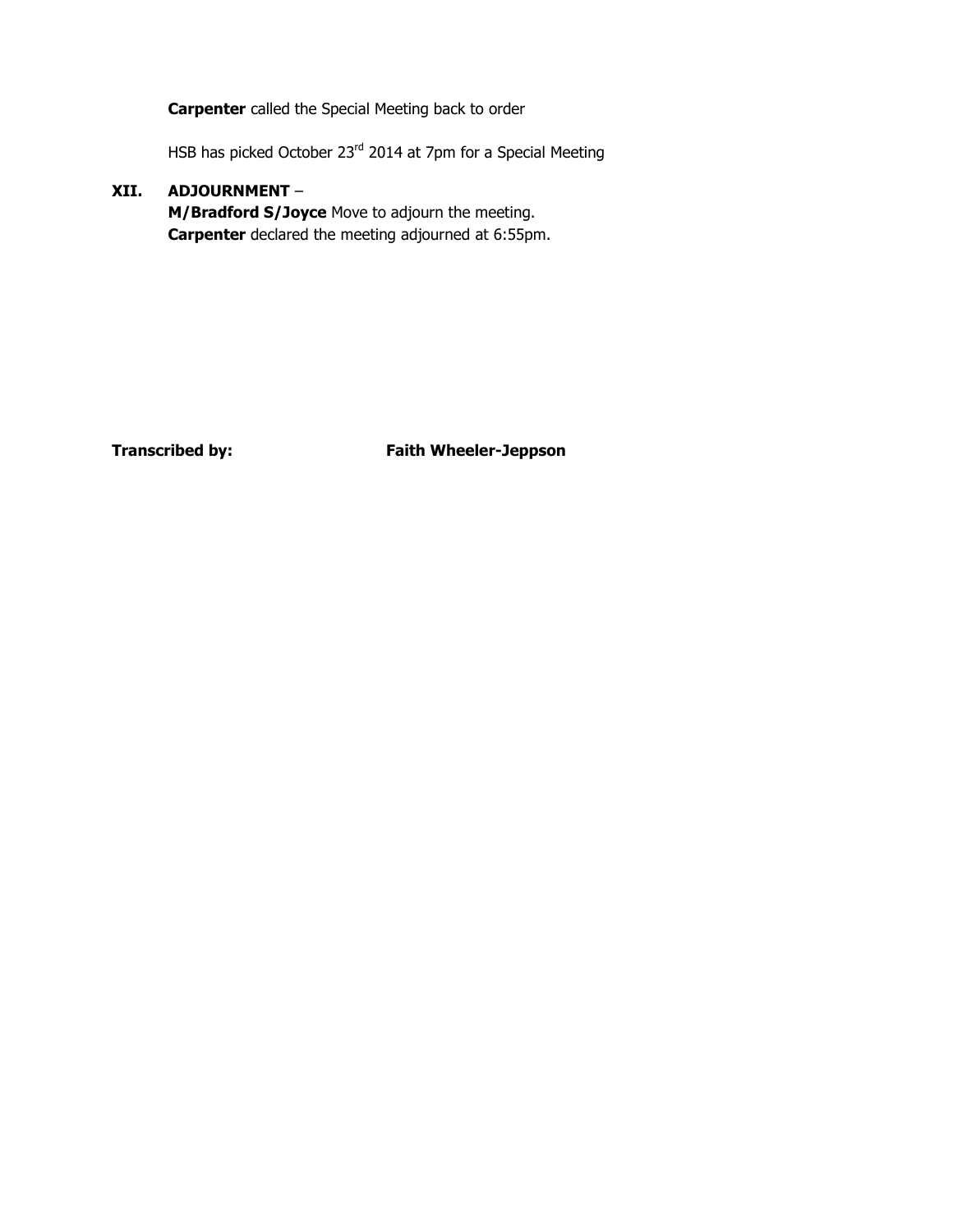**Carpenter** called the Special Meeting back to order

HSB has picked October 23rd 2014 at 7pm for a Special Meeting

**XII. ADJOURNMENT** –

**M/Bradford S/Joyce** Move to adjourn the meeting.
**Carpenter** declared the meeting adjourned at 6:55pm.

**Transcribed by:** **Faith Wheeler-Jeppson**